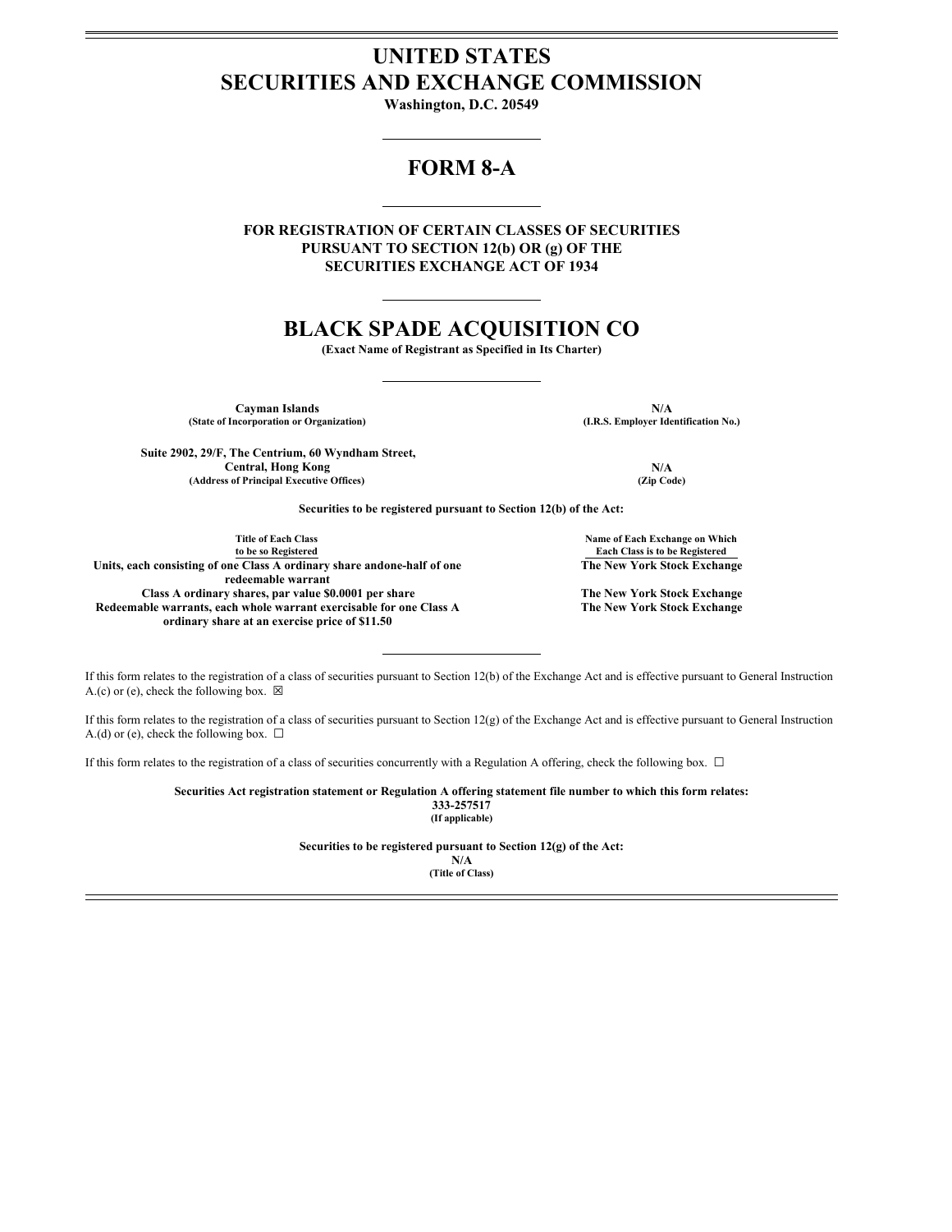# UNITED STATES
# SECURITIES AND EXCHANGE COMMISSION

**Washington, D.C. 20549**

# FORM 8-A

**FOR REGISTRATION OF CERTAIN CLASSES OF SECURITIES PURSUANT TO SECTION 12(b) OR (g) OF THE SECURITIES EXCHANGE ACT OF 1934**

# BLACK SPADE ACQUISITION CO

**(Exact Name of Registrant as Specified in Its Charter)**

| | |
|---|---|
| **Cayman Islands** | **N/A** |
| **(State of Incorporation or Organization)** | **(I.R.S. Employer Identification No.)** |
| **Suite 2902, 29/F, The Centrium, 60 Wyndham Street, Central, Hong Kong** | **N/A** |
| **(Address of Principal Executive Offices)** | **(Zip Code)** |

**Securities to be registered pursuant to Section 12(b) of the Act:**

| Title of Each Class to be so Registered | Name of Each Exchange on Which Each Class is to be Registered |
|---|---|
| **Units, each consisting of one Class A ordinary share andone-half of one redeemable warrant** | **The New York Stock Exchange** |
| **Class A ordinary shares, par value $0.0001 per share** | **The New York Stock Exchange** |
| **Redeemable warrants, each whole warrant exercisable for one Class A ordinary share at an exercise price of $11.50** | **The New York Stock Exchange** |

If this form relates to the registration of a class of securities pursuant to Section 12(b) of the Exchange Act and is effective pursuant to General Instruction A.(c) or (e), check the following box. ☒

If this form relates to the registration of a class of securities pursuant to Section 12(g) of the Exchange Act and is effective pursuant to General Instruction A.(d) or (e), check the following box. ☐

If this form relates to the registration of a class of securities concurrently with a Regulation A offering, check the following box. ☐

**Securities Act registration statement or Regulation A offering statement file number to which this form relates:**
**333-257517**
**(If applicable)**

**Securities to be registered pursuant to Section 12(g) of the Act:**
**N/A**
**(Title of Class)**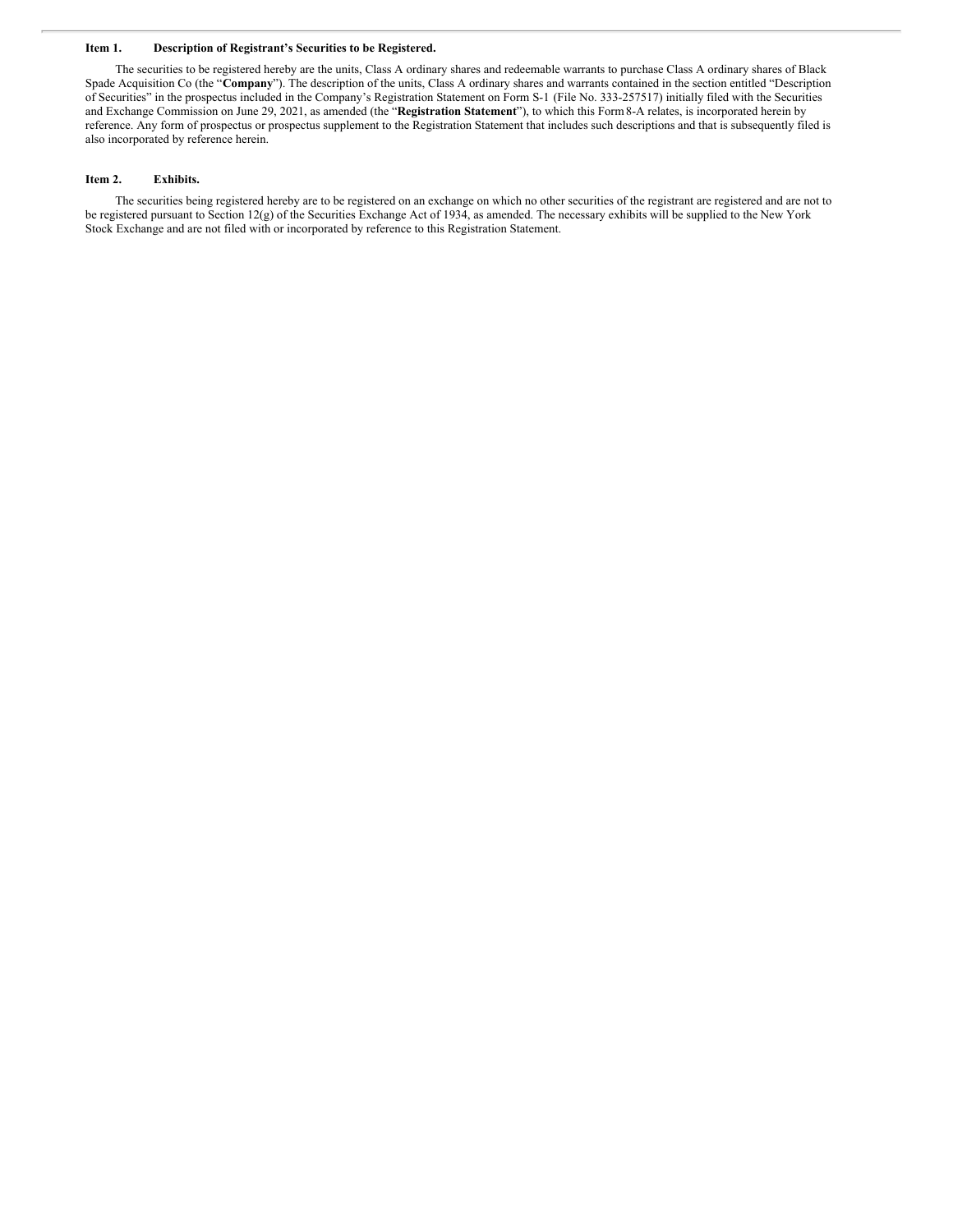## Item 1. Description of Registrant's Securities to be Registered.

The securities to be registered hereby are the units, Class A ordinary shares and redeemable warrants to purchase Class A ordinary shares of Black Spade Acquisition Co (the "**Company**"). The description of the units, Class A ordinary shares and warrants contained in the section entitled "Description of Securities" in the prospectus included in the Company's Registration Statement on Form S-1 (File No. 333-257517) initially filed with the Securities and Exchange Commission on June 29, 2021, as amended (the "**Registration Statement**"), to which this Form 8-A relates, is incorporated herein by reference. Any form of prospectus or prospectus supplement to the Registration Statement that includes such descriptions and that is subsequently filed is also incorporated by reference herein.

## Item 2. Exhibits.

The securities being registered hereby are to be registered on an exchange on which no other securities of the registrant are registered and are not to be registered pursuant to Section 12(g) of the Securities Exchange Act of 1934, as amended. The necessary exhibits will be supplied to the New York Stock Exchange and are not filed with or incorporated by reference to this Registration Statement.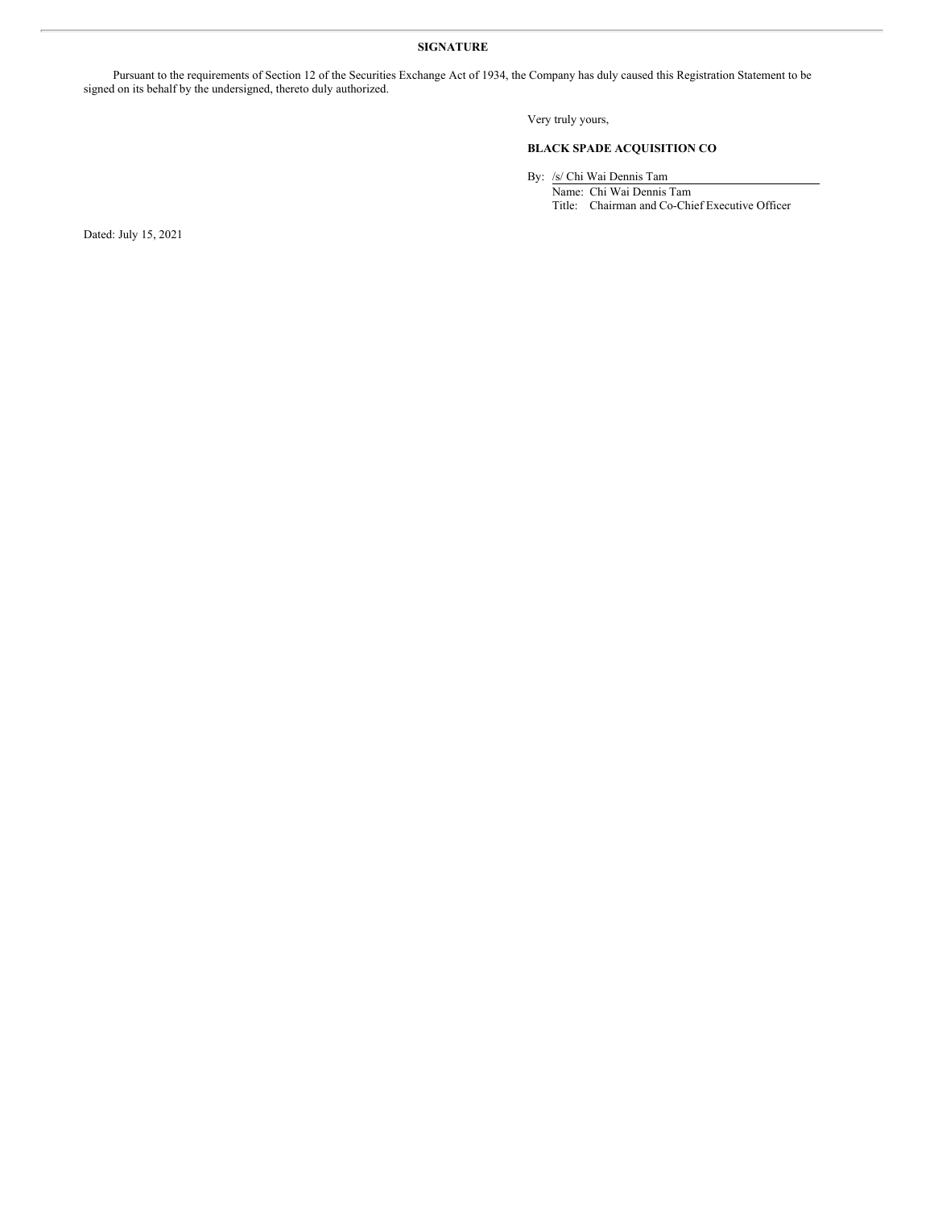**SIGNATURE**

Pursuant to the requirements of Section 12 of the Securities Exchange Act of 1934, the Company has duly caused this Registration Statement to be signed on its behalf by the undersigned, thereto duly authorized.

Very truly yours,

**BLACK SPADE ACQUISITION CO**

By: /s/ Chi Wai Dennis Tam

Name: Chi Wai Dennis Tam

Title: Chairman and Co-Chief Executive Officer

Dated: July 15, 2021